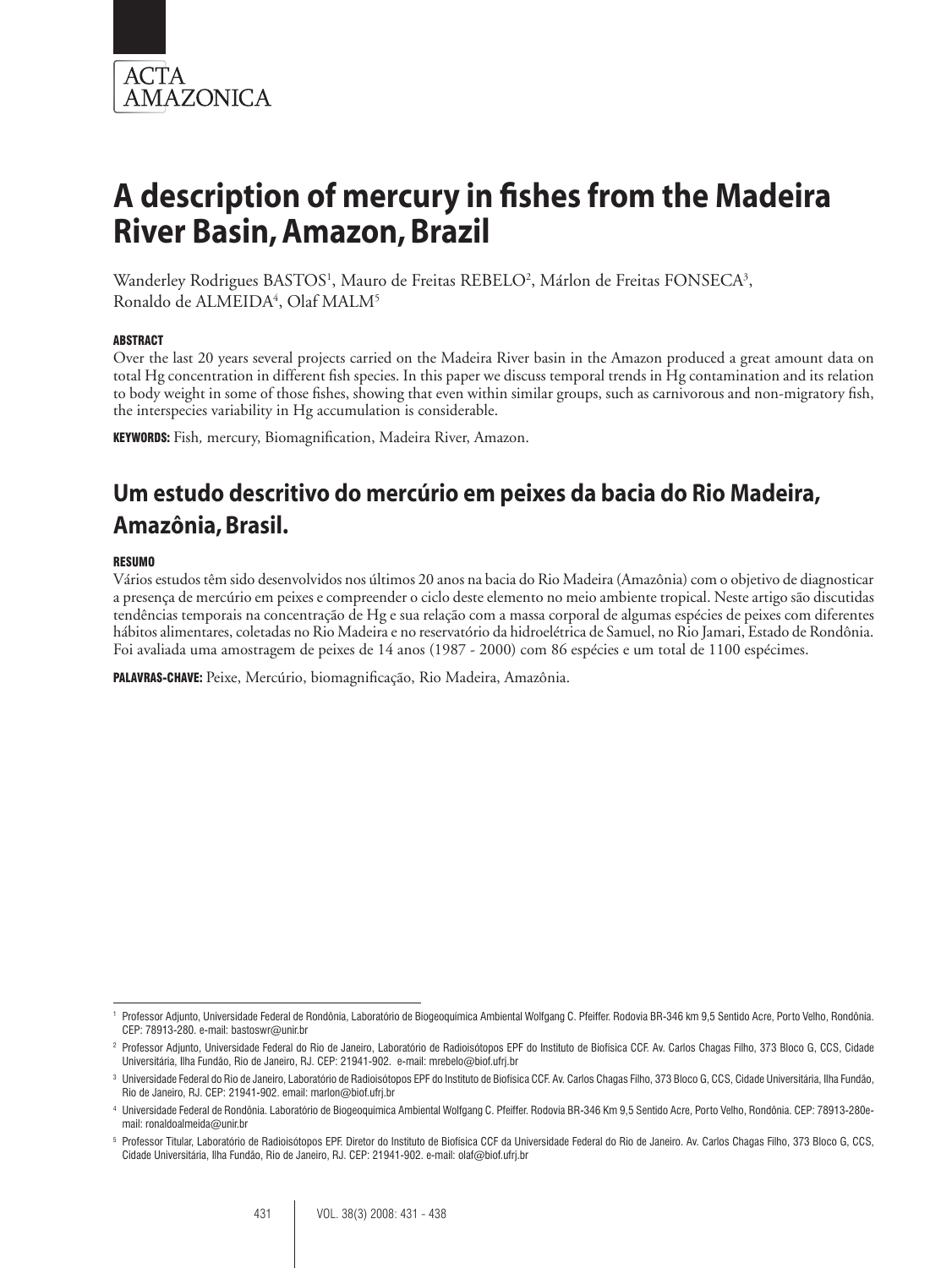ACTA AMAZONICA

# A description of mercury in fishes from the Madeira River Basin, Amazon, Brazil

Wanderley Rodrigues BASTOS[1], Mauro de Freitas REBELO[2], Márlon de Freitas FONSECA[3], Ronaldo de ALMEIDA[4], Olaf MALM[5]

#### ABSTRACT

Over the last 20 years several projects carried on the Madeira River basin in the Amazon produced a great amount data on total Hg concentration in different fish species. In this paper we discuss temporal trends in Hg contamination and its relation to body weight in some of those fishes, showing that even within similar groups, such as carnivorous and non-migratory fish, the interspecies variability in Hg accumulation is considerable.

**KEYWORDS:** Fish, mercury, Biomagnification, Madeira River, Amazon.

## Um estudo descritivo do mercúrio em peixes da bacia do Rio Madeira, Amazônia, Brasil.

#### RESUMO

Vários estudos têm sido desenvolvidos nos últimos 20 anos na bacia do Rio Madeira (Amazônia) com o objetivo de diagnosticar a presença de mercúrio em peixes e compreender o ciclo deste elemento no meio ambiente tropical. Neste artigo são discutidas tendências temporais na concentração de Hg e sua relação com a massa corporal de algumas espécies de peixes com diferentes hábitos alimentares, coletadas no Rio Madeira e no reservatório da hidroelétrica de Samuel, no Rio Jamari, Estado de Rondônia. Foi avaliada uma amostragem de peixes de 14 anos (1987 - 2000) com 86 espécies e um total de 1100 espécimes.

**PALAVRAS-CHAVE:** Peixe, Mercúrio, biomagnificação, Rio Madeira, Amazônia.

---

[1] Professor Adjunto, Universidade Federal de Rondônia, Laboratório de Biogeoquímica Ambiental Wolfgang C. Pfeiffer. Rodovia BR-346 km 9,5 Sentido Acre, Porto Velho, Rondônia. CEP: 78913-280. e-mail: bastoswr@unir.br

[2] Professor Adjunto, Universidade Federal do Rio de Janeiro, Laboratório de Radioisótopos EPF do Instituto de Biofísica CCF. Av. Carlos Chagas Filho, 373 Bloco G, CCS, Cidade Universitária, Ilha Fundão, Rio de Janeiro, RJ. CEP: 21941-902. e-mail: mrebelo@biof.ufrj.br

[3] Universidade Federal do Rio de Janeiro, Laboratório de Radioisótopos EPF do Instituto de Biofísica CCF. Av. Carlos Chagas Filho, 373 Bloco G, CCS, Cidade Universitária, Ilha Fundão, Rio de Janeiro, RJ. CEP: 21941-902. email: marlon@biof.ufrj.br

[4] Universidade Federal de Rondônia. Laboratório de Biogeoquímica Ambiental Wolfgang C. Pfeiffer. Rodovia BR-346 Km 9,5 Sentido Acre, Porto Velho, Rondônia. CEP: 78913-280e-mail: ronaldoalmeida@unir.br

[5] Professor Titular, Laboratório de Radioisótopos EPF. Diretor do Instituto de Biofísica CCF da Universidade Federal do Rio de Janeiro. Av. Carlos Chagas Filho, 373 Bloco G, CCS, Cidade Universitária, Ilha Fundão, Rio de Janeiro, RJ. CEP: 21941-902. e-mail: olaf@biof.ufrj.br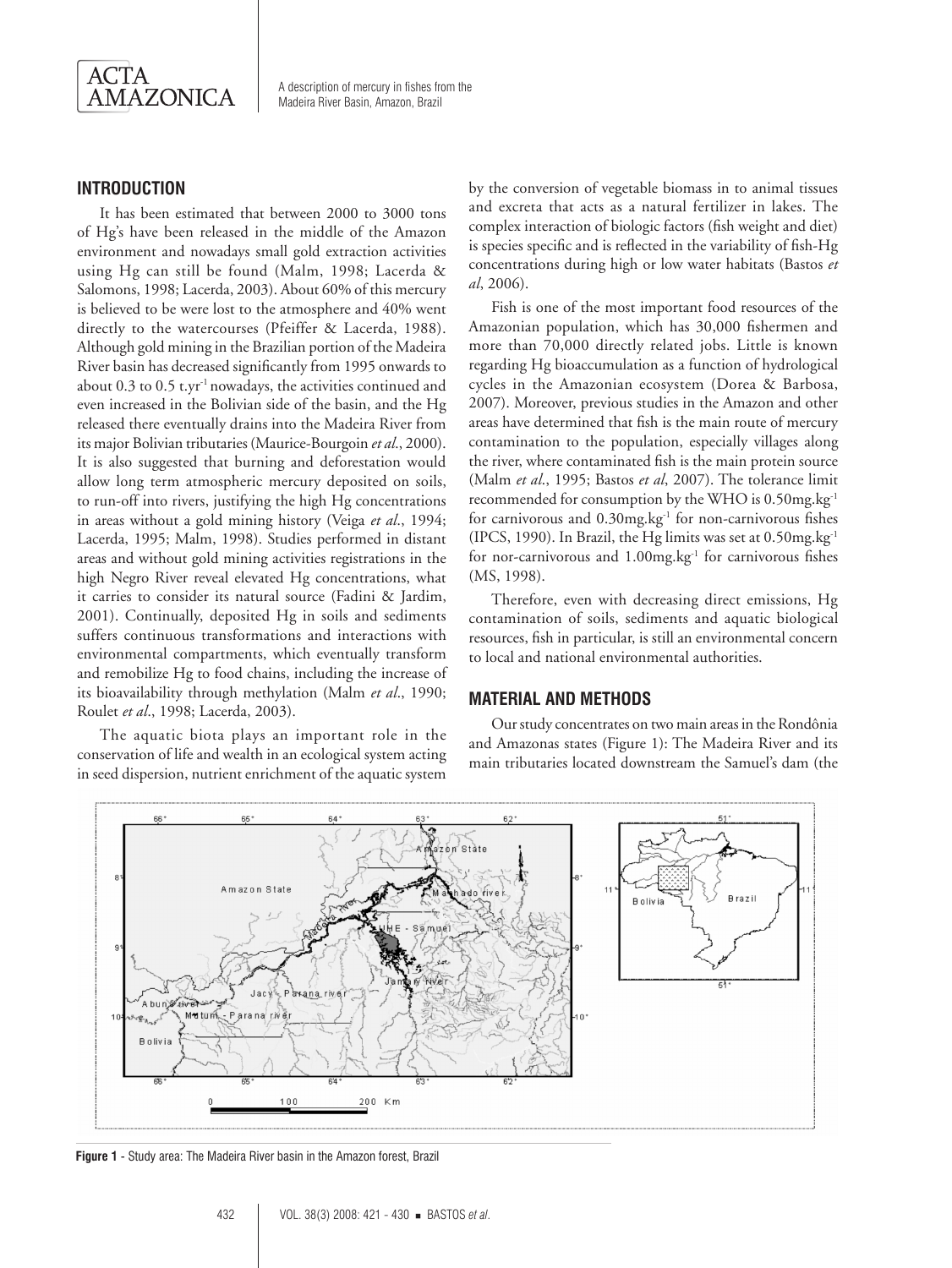## INTRODUCTION

It has been estimated that between 2000 to 3000 tons of Hg's have been released in the middle of the Amazon environment and nowadays small gold extraction activities using Hg can still be found (Malm, 1998; Lacerda & Salomons, 1998; Lacerda, 2003). About 60% of this mercury is believed to be were lost to the atmosphere and 40% went directly to the watercourses (Pfeiffer & Lacerda, 1988). Although gold mining in the Brazilian portion of the Madeira River basin has decreased significantly from 1995 onwards to about 0.3 to 0.5 $t.yr^{-1}$ nowadays, the activities continued and even increased in the Bolivian side of the basin, and the Hg released there eventually drains into the Madeira River from its major Bolivian tributaries (Maurice-Bourgoin *et al.*, 2000). It is also suggested that burning and deforestation would allow long term atmospheric mercury deposited on soils, to run-off into rivers, justifying the high Hg concentrations in areas without a gold mining history (Veiga *et al.*, 1994; Lacerda, 1995; Malm, 1998). Studies performed in distant areas and without gold mining activities registrations in the high Negro River reveal elevated Hg concentrations, what it carries to consider its natural source (Fadini & Jardim, 2001). Continually, deposited Hg in soils and sediments suffers continuous transformations and interactions with environmental compartments, which eventually transform and remobilize Hg to food chains, including the increase of its bioavailability through methylation (Malm *et al.*, 1990; Roulet *et al.*, 1998; Lacerda, 2003).

The aquatic biota plays an important role in the conservation of life and wealth in an ecological system acting in seed dispersion, nutrient enrichment of the aquatic system by the conversion of vegetable biomass in to animal tissues and excreta that acts as a natural fertilizer in lakes. The complex interaction of biologic factors (fish weight and diet) is species specific and is reflected in the variability of fish-Hg concentrations during high or low water habitats (Bastos *et al*, 2006).

Fish is one of the most important food resources of the Amazonian population, which has 30,000 fishermen and more than 70,000 directly related jobs. Little is known regarding Hg bioaccumulation as a function of hydrological cycles in the Amazonian ecosystem (Dorea & Barbosa, 2007). Moreover, previous studies in the Amazon and other areas have determined that fish is the main route of mercury contamination to the population, especially villages along the river, where contaminated fish is the main protein source (Malm *et al*., 1995; Bastos *et al*, 2007). The tolerance limit recommended for consumption by the WHO is $0.50 mg.kg^{-1}$ for carnivorous and $0.30 mg.kg^{-1}$ for non-carnivorous fishes (IPCS, 1990). In Brazil, the Hg limits was set at $0.50 mg.kg^{-1}$ for nor-carnivorous and $1.00 mg.kg^{-1}$ for carnivorous fishes (MS, 1998).

Therefore, even with decreasing direct emissions, Hg contamination of soils, sediments and aquatic biological resources, fish in particular, is still an environmental concern to local and national environmental authorities.

## MATERIAL AND METHODS

Our study concentrates on two main areas in the Rondônia and Amazonas states (Figure 1): The Madeira River and its main tributaries located downstream the Samuel's dam (the

**Figure 1** - Study area: The Madeira River basin in the Amazon forest, Brazil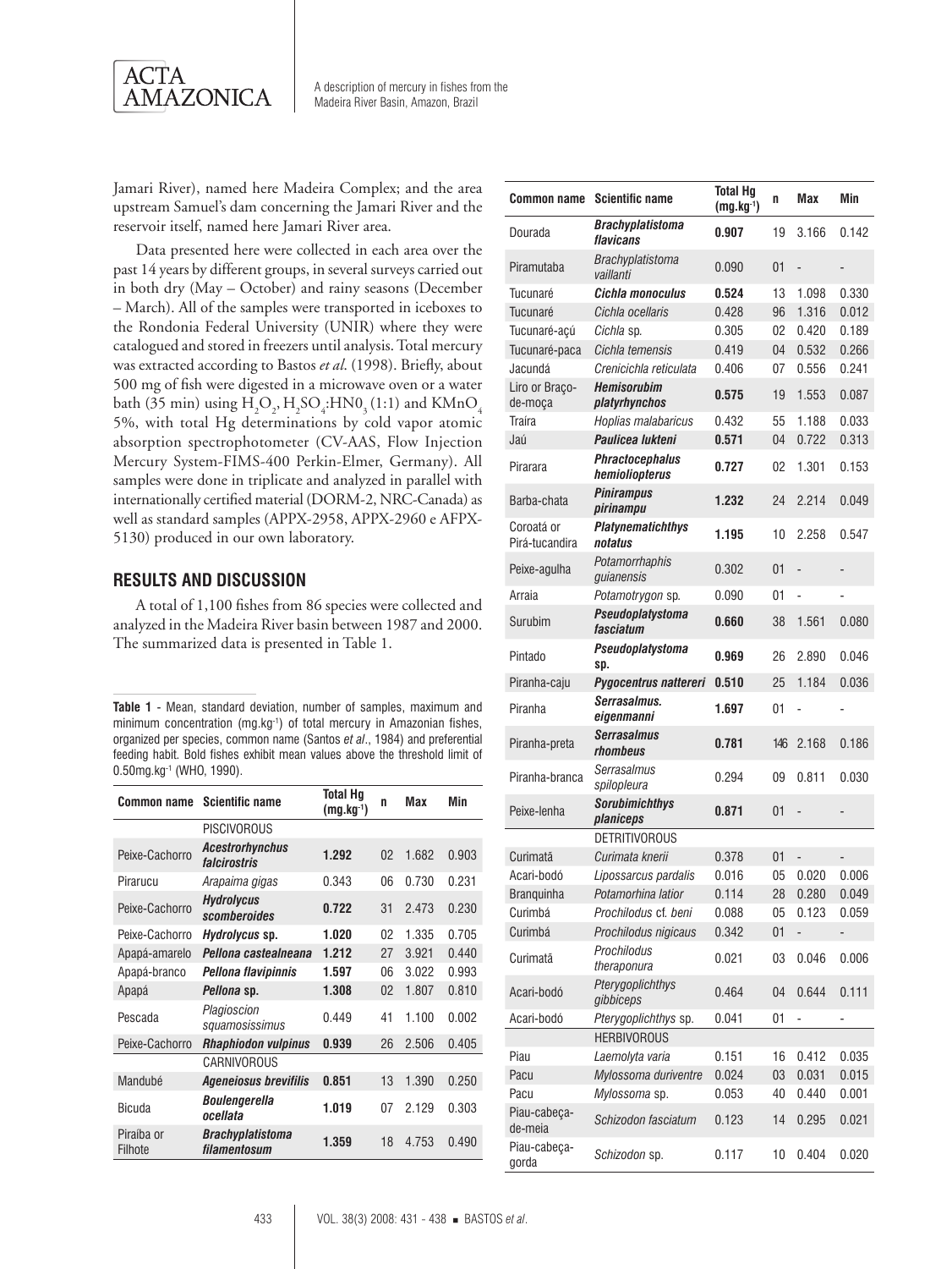Jamari River), named here Madeira Complex; and the area upstream Samuel's dam concerning the Jamari River and the reservoir itself, named here Jamari River area.

Data presented here were collected in each area over the past 14 years by different groups, in several surveys carried out in both dry (May – October) and rainy seasons (December – March). All of the samples were transported in iceboxes to the Rondonia Federal University (UNIR) where they were catalogued and stored in freezers until analysis. Total mercury was extracted according to Bastos *et al.* (1998). Briefly, about 500 mg of fish were digested in a microwave oven or a water bath (35 min) using $H_2O_2$, $H_2SO_4$:$HN0_3$ (1:1) and $KMnO_4$ 5%, with total Hg determinations by cold vapor atomic absorption spectrophotometer (CV-AAS, Flow Injection Mercury System-FIMS-400 Perkin-Elmer, Germany). All samples were done in triplicate and analyzed in parallel with internationally certified material (DORM-2, NRC-Canada) as well as standard samples (APPX-2958, APPX-2960 e AFPX-5130) produced in our own laboratory.

## RESULTS AND DISCUSSION

A total of 1,100 fishes from 86 species were collected and analyzed in the Madeira River basin between 1987 and 2000. The summarized data is presented in Table 1.

**Table 1** - Mean, standard deviation, number of samples, maximum and minimum concentration (mg.kg$^{-1}$) of total mercury in Amazonian fishes, organized per species, common name (Santos *et al*., 1984) and preferential feeding habit. Bold fishes exhibit mean values above the threshold limit of 0.50mg.kg$^{-1}$ (WHO, 1990).

| Common name | Scientific name | Total Hg (mg.kg$^{-1}$) | n | Max | Min |
|---|---|---|---|---|---|
| | PISCIVOROUS | | | | |
| Peixe-Cachorro | ***Acestrorhynchus falcirostris*** | **1.292** | 02 | 1.682 | 0.903 |
| Pirarucu | *Arapaima gigas* | 0.343 | 06 | 0.730 | 0.231 |
| Peixe-Cachorro | ***Hydrolycus scomberoides*** | **0.722** | 31 | 2.473 | 0.230 |
| Peixe-Cachorro | ***Hydrolycus* sp.** | **1.020** | 02 | 1.335 | 0.705 |
| Apapá-amarelo | ***Pellona castealneana*** | **1.212** | 27 | 3.921 | 0.440 |
| Apapá-branco | ***Pellona flavipinnis*** | **1.597** | 06 | 3.022 | 0.993 |
| Apapá | ***Pellona* sp.** | **1.308** | 02 | 1.807 | 0.810 |
| Pescada | *Plagioscion squamosissimus* | 0.449 | 41 | 1.100 | 0.002 |
| Peixe-Cachorro | ***Rhaphiodon vulpinus*** | **0.939** | 26 | 2.506 | 0.405 |
| | CARNIVOROUS | | | | |
| Mandubé | ***Ageneiosus brevifilis*** | **0.851** | 13 | 1.390 | 0.250 |
| Bicuda | ***Boulengerella ocellata*** | **1.019** | 07 | 2.129 | 0.303 |
| Piraíba or Filhote | ***Brachyplatistoma filamentosum*** | **1.359** | 18 | 4.753 | 0.490 |
| Dourada | ***Brachyplatistoma flavicans*** | **0.907** | 19 | 3.166 | 0.142 |
| Piramutaba | *Brachyplatistoma vaillanti* | 0.090 | 01 | - | - |
| Tucunaré | ***Cichla monoculus*** | **0.524** | 13 | 1.098 | 0.330 |
| Tucunaré | *Cichla ocellaris* | 0.428 | 96 | 1.316 | 0.012 |
| Tucunaré-açú | *Cichla* sp. | 0.305 | 02 | 0.420 | 0.189 |
| Tucunaré-paca | *Cichla temensis* | 0.419 | 04 | 0.532 | 0.266 |
| Jacundá | *Crenicichla reticulata* | 0.406 | 07 | 0.556 | 0.241 |
| Liro or Braço-de-moça | ***Hemisorubim platyrhynchos*** | **0.575** | 19 | 1.553 | 0.087 |
| Traíra | *Hoplias malabaricus* | 0.432 | 55 | 1.188 | 0.033 |
| Jaú | ***Paulicea lukteni*** | **0.571** | 04 | 0.722 | 0.313 |
| Pirarara | ***Phractocephalus hemioliopterus*** | **0.727** | 02 | 1.301 | 0.153 |
| Barba-chata | ***Pinirampus pirinampu*** | **1.232** | 24 | 2.214 | 0.049 |
| Coroatá or Pirá-tucandira | ***Platynematichthys notatus*** | **1.195** | 10 | 2.258 | 0.547 |
| Peixe-agulha | *Potamorrhaphis guianensis* | 0.302 | 01 | - | - |
| Arraia | *Potamotrygon* sp. | 0.090 | 01 | - | - |
| Surubim | ***Pseudoplatystoma fasciatum*** | **0.660** | 38 | 1.561 | 0.080 |
| Pintado | ***Pseudoplatystoma* sp.** | **0.969** | 26 | 2.890 | 0.046 |
| Piranha-caju | ***Pygocentrus nattereri*** | **0.510** | 25 | 1.184 | 0.036 |
| Piranha | ***Serrasalmus. eigenmanni*** | **1.697** | 01 | - | - |
| Piranha-preta | ***Serrasalmus rhombeus*** | **0.781** | 146 | 2.168 | 0.186 |
| Piranha-branca | *Serrasalmus spilopleura* | 0.294 | 09 | 0.811 | 0.030 |
| Peixe-lenha | ***Sorubimichthys planiceps*** | **0.871** | 01 | - | - |
| | DETRITIVOROUS | | | | |
| Curimatã | *Curimata knerii* | 0.378 | 01 | - | - |
| Acari-bodó | *Lipossarcus pardalis* | 0.016 | 05 | 0.020 | 0.006 |
| Branquinha | *Potamorhina latior* | 0.114 | 28 | 0.280 | 0.049 |
| Curimbá | *Prochilodus* cf. *beni* | 0.088 | 05 | 0.123 | 0.059 |
| Curimbá | *Prochilodus nigicaus* | 0.342 | 01 | - | - |
| Curimatã | *Prochilodus theraponura* | 0.021 | 03 | 0.046 | 0.006 |
| Acari-bodó | *Pterygoplichthys gibbiceps* | 0.464 | 04 | 0.644 | 0.111 |
| Acari-bodó | *Pterygoplichthys* sp. | 0.041 | 01 | - | - |
| | HERBIVOROUS | | | | |
| Piau | *Laemolyta varia* | 0.151 | 16 | 0.412 | 0.035 |
| Pacu | *Mylossoma duriventre* | 0.024 | 03 | 0.031 | 0.015 |
| Pacu | *Mylossoma* sp. | 0.053 | 40 | 0.440 | 0.001 |
| Piau-cabeça-de-meia | *Schizodon fasciatum* | 0.123 | 14 | 0.295 | 0.021 |
| Piau-cabeça-gorda | *Schizodon* sp. | 0.117 | 10 | 0.404 | 0.020 |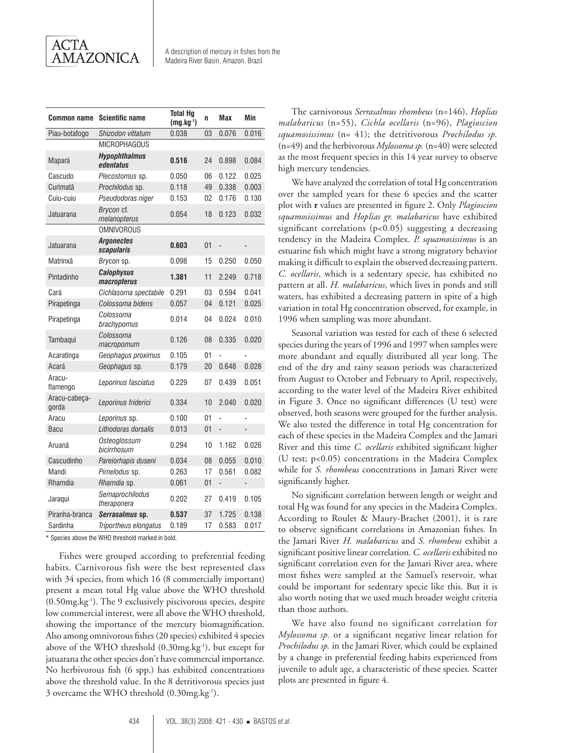| Common name | Scientific name | Total Hg ($mg.kg^{-1}$) | n | Max | Min |
|---|---|---|---|---|---|
| Piau-botafogo | *Shizodon vittatum* | 0.038 | 03 | 0.076 | 0.016 |
| | MICROPHAGOUS | | | | |
| Mapará | ***Hypophthalmus edentatus*** | **0.516** | 24 | 0.898 | 0.084 |
| Cascudo | *Plecostomus* sp. | 0.050 | 06 | 0.122 | 0.025 |
| Curimatã | *Prochilodus* sp. | 0.118 | 49 | 0.338 | 0.003 |
| Cuiu-cuiu | *Pseudodoras niger* | 0.153 | 02 | 0.176 | 0.130 |
| Jatuarana | *Brycon* cf. *melanopterus* | 0.054 | 18 | 0.123 | 0.032 |
| | OMNIVOROUS | | | | |
| Jatuarana | ***Argonectes scapularis*** | **0.603** | 01 | - | - |
| Matrinxã | *Brycon* sp. | 0.098 | 15 | 0.250 | 0.050 |
| Pintadinho | ***Calophysus macropterus*** | **1.381** | 11 | 2.249 | 0.718 |
| Cará | *Cichlasoma spectabile* | 0.291 | 03 | 0.594 | 0.041 |
| Pirapetinga | *Colossoma bidens* | 0.057 | 04 | 0.121 | 0.025 |
| Pirapetinga | *Colossoma brachypomus* | 0.014 | 04 | 0.024 | 0.010 |
| Tambaqui | *Colossoma macropomum* | 0.126 | 08 | 0.335 | 0.020 |
| Acaratinga | *Geophagus proximus* | 0.105 | 01 | - | - |
| Acará | *Geophagus* sp. | 0.179 | 20 | 0.648 | 0.028 |
| Aracu-flamengo | *Leporinus fasciatus* | 0.229 | 07 | 0.439 | 0.051 |
| Aracu-cabeça-gorda | *Leporinus friderici* | 0.334 | 10 | 2.040 | 0.020 |
| Aracu | *Leporinus* sp. | 0.100 | 01 | - | - |
| Bacu | *Lithodoras dorsalis* | 0.013 | 01 | - | - |
| Aruanã | *Osteoglossum bicirrhosum* | 0.294 | 10 | 1.162 | 0.026 |
| Cascudinho | *Pareiorhapis duseni* | 0.034 | 08 | 0.055 | 0.010 |
| Mandi | *Pimelodus* sp. | 0.263 | 17 | 0.561 | 0.082 |
| Rhamdia | *Rhamdia* sp. | 0.061 | 01 | - | - |
| Jaraqui | *Semaprochilodus theraponera* | 0.202 | 27 | 0.419 | 0.105 |
| Piranha-branca | ***Serrasalmus* sp.** | **0.537** | 37 | 1.725 | 0.138 |
| Sardinha | *Triportheus elongatus* | 0.189 | 17 | 0.583 | 0.017 |

\* Species above the WHO threshold marked in bold.

Fishes were grouped according to preferential feeding habits. Carnivorous fish were the best represented class with 34 species, from which 16 (8 commercially important) present a mean total Hg value above the WHO threshold ($0.50mg.kg^{-1}$). The 9 exclusively piscivorous species, despite low commercial interest, were all above the WHO threshold, showing the importance of the mercury biomagnification. Also among omnivorous fishes (20 species) exhibited 4 species above of the WHO threshold ($0.30mg.kg^{-1}$), but except for jatuarana the other species don't have commercial importance. No herbivorous fish (6 spp.) has exhibited concentrations above the threshold value. In the 8 detritivorous species just 3 overcame the WHO threshold ($0.30mg.kg^{-1}$).

The carnivorous *Serrasalmus rhombeus* (n=146), *Hoplias malabaricus* (n=55), *Cichla ocellaris* (n=96), *Plagioscion squamosissimus* (n= 41); the detritivorous *Prochilodus sp.* (n=49) and the herbivorous *Mylossoma sp.* (n=40) were selected as the most frequent species in this 14 year survey to observe high mercury tendencies.

We have analyzed the correlation of total Hg concentration over the sampled years for these 6 species and the scatter plot with **r** values are presented in figure 2. Only *Plagioscion squamosissimus* and *Hoplias gr. malabaricus* have exhibited significant correlations ($p<0.05$) suggesting a decreasing tendency in the Madeira Complex. *P. squamosissimus* is an estuarine fish which might have a strong migratory behavior making it difficult to explain the observed decreasing pattern. *C. ocellaris*, which is a sedentary specie, has exhibited no pattern at all. *H. malabaricus*, which lives in ponds and still waters, has exhibited a decreasing pattern in spite of a high variation in total Hg concentration observed, for example, in 1996 when sampling was more abundant.

Seasonal variation was tested for each of these 6 selected species during the years of 1996 and 1997 when samples were more abundant and equally distributed all year long. The end of the dry and rainy season periods was characterized from August to October and February to April, respectively, according to the water level of the Madeira River exhibited in Figure 3. Once no significant differences (U test) were observed, both seasons were grouped for the further analysis. We also tested the difference in total Hg concentration for each of these species in the Madeira Complex and the Jamari River and this time *C. ocellaris* exhibited significant higher (U test; $p<0.05$) concentrations in the Madeira Complex while for *S. rhombeus* concentrations in Jamari River were significantly higher.

No significant correlation between length or weight and total Hg was found for any species in the Madeira Complex. According to Roulet & Maury-Brachet (2001), it is rare to observe significant correlations in Amazonian fishes. In the Jamari River *H. malabaricus* and *S. rhombeus* exhibit a significant positive linear correlation. *C. ocellaris* exhibited no significant correlation even for the Jamari River area, where most fishes were sampled at the Samuel's reservoir, what could be important for sedentary specie like this. But it is also worth noting that we used much broader weight criteria than those authors.

We have also found no significant correlation for *Mylossoma sp.* or a significant negative linear relation for *Prochilodus sp.* in the Jamari River, which could be explained by a change in preferential feeding habits experienced from juvenile to adult age, a characteristic of these species. Scatter plots are presented in figure 4.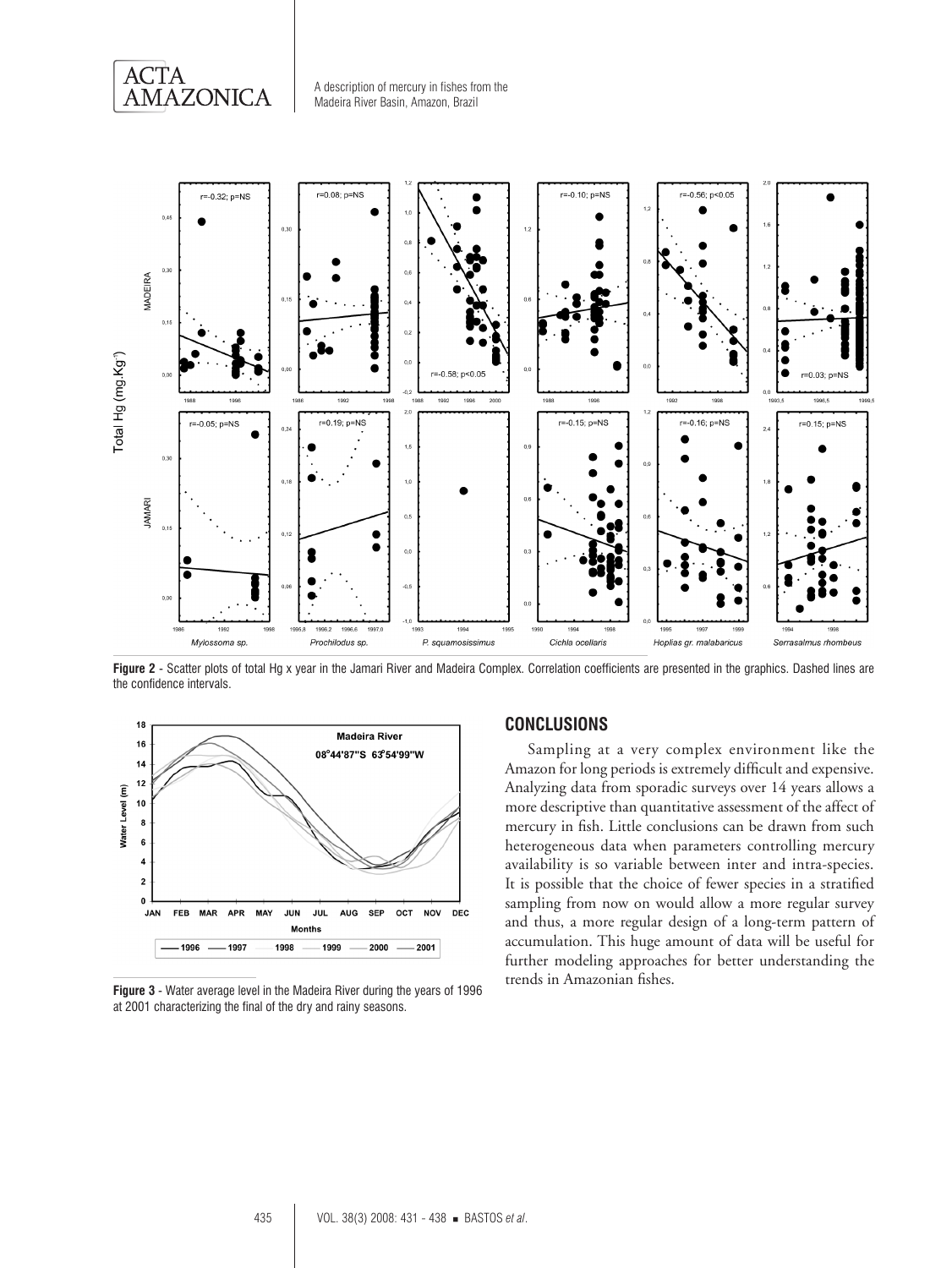**Figure 2** - Scatter plots of total Hg x year in the Jamari River and Madeira Complex. Correlation coefficients are presented in the graphics. Dashed lines are the confidence intervals.

**Figure 3** - Water average level in the Madeira River during the years of 1996 at 2001 characterizing the final of the dry and rainy seasons.

## CONCLUSIONS

Sampling at a very complex environment like the Amazon for long periods is extremely difficult and expensive. Analyzing data from sporadic surveys over 14 years allows a more descriptive than quantitative assessment of the affect of mercury in fish. Little conclusions can be drawn from such heterogeneous data when parameters controlling mercury availability is so variable between inter and intra-species. It is possible that the choice of fewer species in a stratified sampling from now on would allow a more regular survey and thus, a more regular design of a long-term pattern of accumulation. This huge amount of data will be useful for further modeling approaches for better understanding the trends in Amazonian fishes.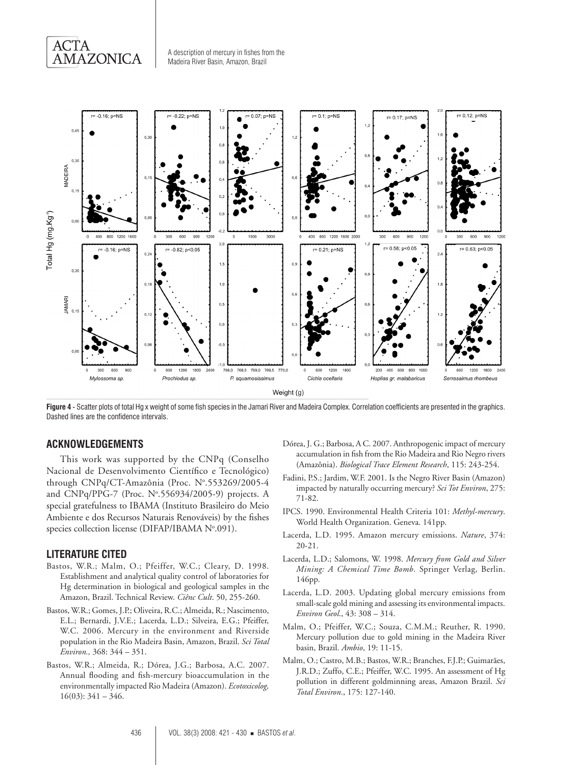**Figure 4** - Scatter plots of total Hg x weight of some fish species in the Jamari River and Madeira Complex. Correlation coefficients are presented in the graphics. Dashed lines are the confidence intervals.

## ACKNOWLEDGEMENTS

This work was supported by the CNPq (Conselho Nacional de Desenvolvimento Científico e Tecnológico) through CNPq/CT-Amazônia (Proc. Nº.553269/2005-4 and CNPq/PPG-7 (Proc. Nº.556934/2005-9) projects. A special gratefulness to IBAMA (Instituto Brasileiro do Meio Ambiente e dos Recursos Naturais Renováveis) by the fishes species collection license (DIFAP/IBAMA Nº.091).

## LITERATURE CITED

Bastos, W.R.; Malm, O.; Pfeiffer, W.C.; Cleary, D. 1998. Establishment and analytical quality control of laboratories for Hg determination in biological and geological samples in the Amazon, Brazil. Technical Review. *Ciênc Cult*. 50, 255-260.

Bastos, W.R.; Gomes, J.P.; Oliveira, R.C.; Almeida, R.; Nascimento, E.L.; Bernardi, J.V.E.; Lacerda, L.D.; Silveira, E.G.; Pfeiffer, W.C. 2006. Mercury in the environment and Riverside population in the Rio Madeira Basin, Amazon, Brazil. *Sci Total Environ.,* 368: 344 – 351.

Bastos, W.R.; Almeida, R.; Dórea, J.G.; Barbosa, A.C. 2007. Annual flooding and fish-mercury bioaccumulation in the environmentally impacted Rio Madeira (Amazon). *Ecotoxicolog,* 16(03): 341 – 346.

Dórea, J. G.; Barbosa, A C. 2007. Anthropogenic impact of mercury accumulation in fish from the Rio Madeira and Rio Negro rivers (Amazônia). *Biological Trace Element Research*, 115: 243-254.

Fadini, P.S.; Jardim, W.F. 2001. Is the Negro River Basin (Amazon) impacted by naturally occurring mercury? *Sci Tot Environ*, 275: 71-82.

IPCS. 1990. Environmental Health Criteria 101: *Methyl-mercury*. World Health Organization. Geneva. 141pp.

Lacerda, L.D. 1995. Amazon mercury emissions. *Nature*, 374: 20-21.

Lacerda, L.D.; Salomons, W. 1998. *Mercury from Gold and Silver Mining: A Chemical Time Bomb*. Springer Verlag, Berlin. 146pp.

Lacerda, L.D. 2003. Updating global mercury emissions from small-scale gold mining and assessing its environmental impacts. *Environ Geol.*, 43: 308 – 314.

Malm, O.; Pfeiffer, W.C.; Souza, C.M.M.; Reuther, R. 1990. Mercury pollution due to gold mining in the Madeira River basin, Brazil. *Ambio*, 19: 11-15.

Malm, O.; Castro, M.B.; Bastos, W.R.; Branches, F.J.P.; Guimarães, J.R.D.; Zuffo, C.E.; Pfeiffer, W.C. 1995. An assessment of Hg pollution in different goldminning areas, Amazon Brazil. *Sci Total Environ.*, 175: 127-140.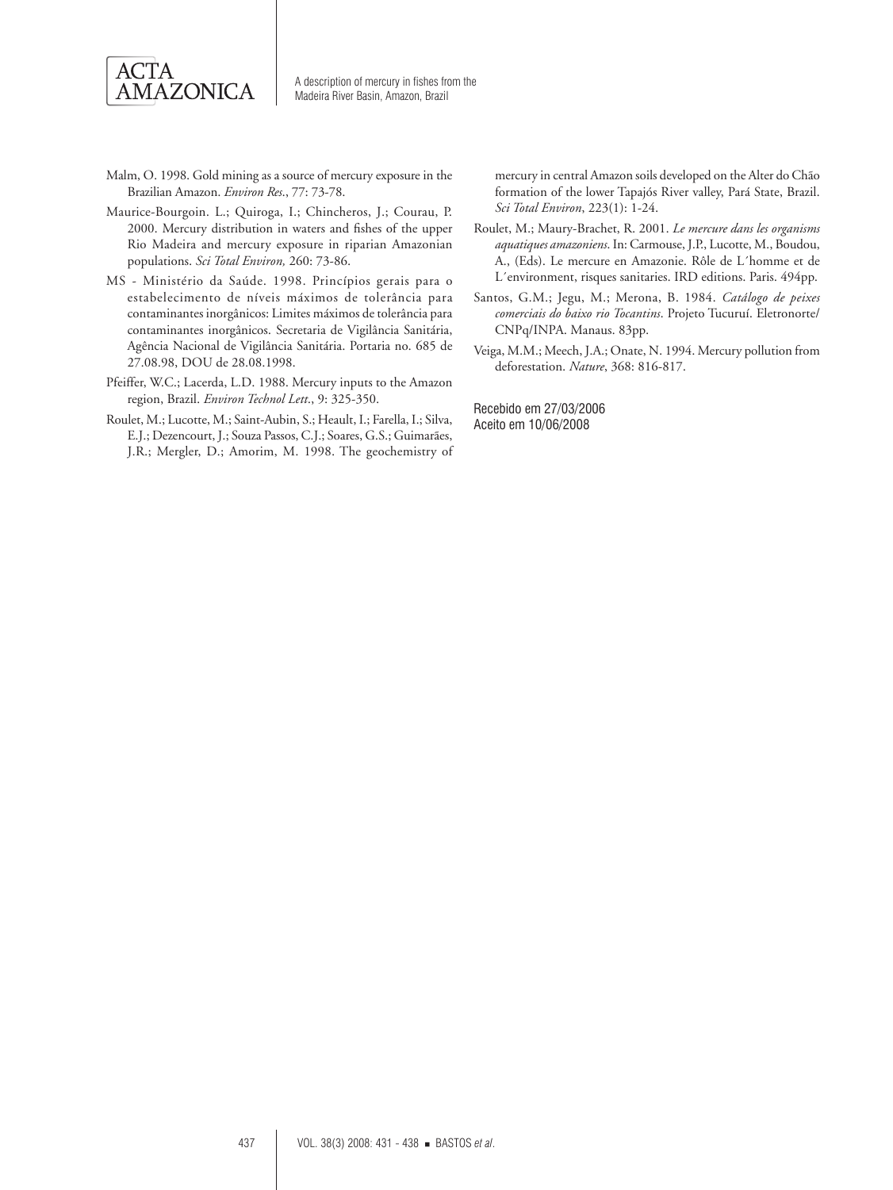Malm, O. 1998. Gold mining as a source of mercury exposure in the Brazilian Amazon. *Environ Res.*, 77: 73-78.

Maurice-Bourgoin. L.; Quiroga, I.; Chincheros, J.; Courau, P. 2000. Mercury distribution in waters and fishes of the upper Rio Madeira and mercury exposure in riparian Amazonian populations. *Sci Total Environ,* 260: 73-86.

MS - Ministério da Saúde. 1998. Princípios gerais para o estabelecimento de níveis máximos de tolerância para contaminantes inorgânicos: Limites máximos de tolerância para contaminantes inorgânicos. Secretaria de Vigilância Sanitária, Agência Nacional de Vigilância Sanitária. Portaria no. 685 de 27.08.98, DOU de 28.08.1998.

Pfeiffer, W.C.; Lacerda, L.D. 1988. Mercury inputs to the Amazon region, Brazil. *Environ Technol Lett.*, 9: 325-350.

Roulet, M.; Lucotte, M.; Saint-Aubin, S.; Heault, I.; Farella, I.; Silva, E.J.; Dezencourt, J.; Souza Passos, C.J.; Soares, G.S.; Guimarães, J.R.; Mergler, D.; Amorim, M. 1998. The geochemistry of mercury in central Amazon soils developed on the Alter do Chão formation of the lower Tapajós River valley, Pará State, Brazil. *Sci Total Environ*, 223(1): 1-24.

Roulet, M.; Maury-Brachet, R. 2001. *Le mercure dans les organisms aquatiques amazoniens*. In: Carmouse, J.P., Lucotte, M., Boudou, A., (Eds). Le mercure en Amazonie. Rôle de L´homme et de L´environment, risques sanitaries. IRD editions. Paris. 494pp.

Santos, G.M.; Jegu, M.; Merona, B. 1984. *Catálogo de peixes comerciais do baixo rio Tocantins*. Projeto Tucuruí. Eletronorte/ CNPq/INPA. Manaus. 83pp.

Veiga, M.M.; Meech, J.A.; Onate, N. 1994. Mercury pollution from deforestation. *Nature*, 368: 816-817.

Recebido em 27/03/2006
Aceito em 10/06/2008